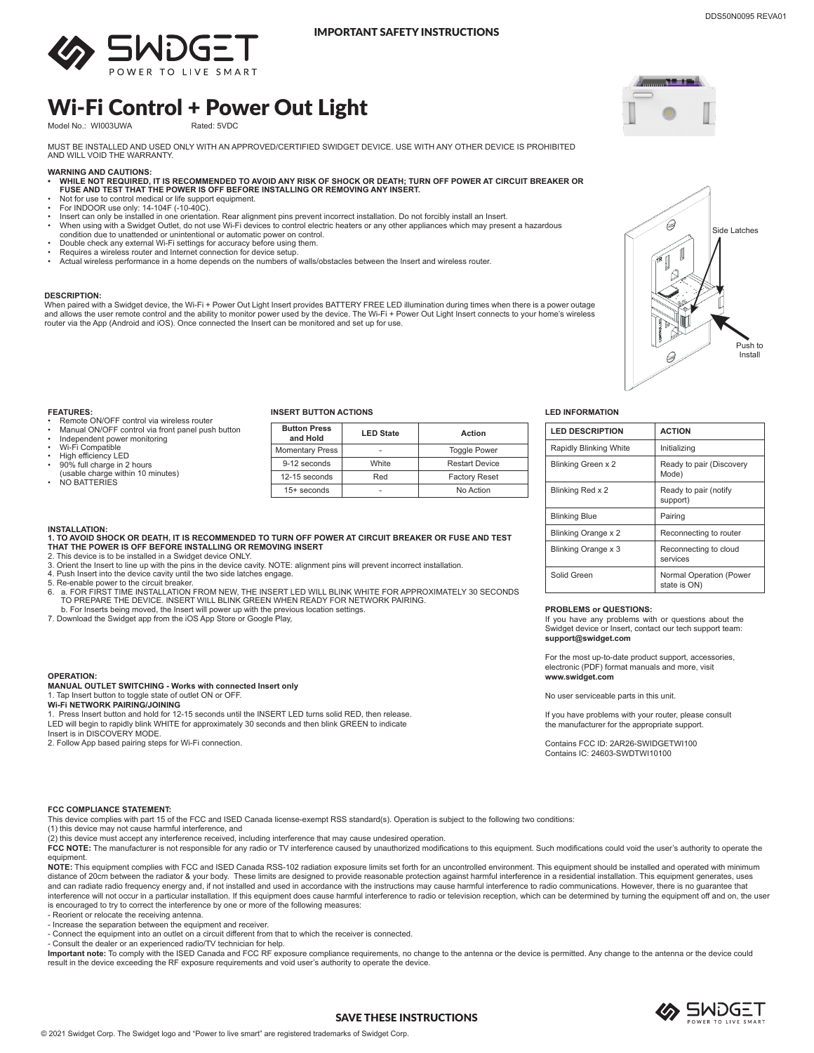IMPORTANT SAFETY INSTRUCTIONS

# Wi-Fi Control + Power Out Light

Model No.: WI003UWA Rated: 5VDC

MUST BE INSTALLED AND USED ONLY WITH AN APPROVED/CERTIFIED SWIDGET DEVICE. USE WITH ANY OTHER DEVICE IS PROHIBITED AND WILL VOID THE WARRANTY.

**WARNING AND CAUTIONS:**

- **WHILE NOT REQUIRED, IT IS RECOMMENDED TO AVOID ANY RISK OF SHOCK OR DEATH; TURN OFF POWER AT CIRCUIT BREAKER OR FUSE AND TEST THAT THE POWER IS OFF BEFORE INSTALLING OR REMOVING ANY INSERT.**
- Not for use to control medical or life support equipment.
- For INDOOR use only: 14-104F (-10-40C).
- Insert can only be installed in one orientation. Rear alignment pins prevent incorrect installation. Do not forcibly install an Insert.
- When using with a Swidget Outlet, do not use Wi-Fi devices to control electric heaters or any other appliances which may present a hazardous condition due to unattended or unintentional or automatic power on control.
- Double check any external Wi-Fi settings for accuracy before using them.
- Requires a wireless router and Internet connection for device setup.
- Actual wireless performance in a home depends on the numbers of walls/obstacles between the Insert and wireless router.

**DESCRIPTION:**

When paired with a Swidget device, the Wi-Fi + Power Out Light Insert provides BATTERY FREE LED illumination during times when there is a power outage and allows the user remote control and the ability to monitor power used by the device. The Wi-Fi + Power Out Light Insert connects to your home's wireless router via the App (Android and iOS). Once connected the Insert can be monitored and set up for use.

Side Latches

Push to Install

**FEATURES:**

- Remote ON/OFF control via wireless router
- Manual ON/OFF control via front panel push button
- Independent power monitoring
- Wi-Fi Compatible
- High efficiency LED
- 90% full charge in 2 hours (usable charge within 10 minutes)
- NO BATTERIES

**INSERT BUTTON ACTIONS**

| Button Press and Hold | LED State | Action |
|---|---|---|
| Momentary Press | - | Toggle Power |
| 9-12 seconds | White | Restart Device |
| 12-15 seconds | Red | Factory Reset |
| 15+ seconds | - | No Action |

**LED INFORMATION**

| LED DESCRIPTION | ACTION |
|---|---|
| Rapidly Blinking White | Initializing |
| Blinking Green x 2 | Ready to pair (Discovery Mode) |
| Blinking Red x 2 | Ready to pair (notify support) |
| Blinking Blue | Pairing |
| Blinking Orange x 2 | Reconnecting to router |
| Blinking Orange x 3 | Reconnecting to cloud services |
| Solid Green | Normal Operation (Power state is ON) |

**INSTALLATION:**

**1. TO AVOID SHOCK OR DEATH, IT IS RECOMMENDED TO TURN OFF POWER AT CIRCUIT BREAKER OR FUSE AND TEST THAT THE POWER IS OFF BEFORE INSTALLING OR REMOVING INSERT**

2. This device is to be installed in a Swidget device ONLY.
3. Orient the Insert to line up with the pins in the device cavity. NOTE: alignment pins will prevent incorrect installation.
4. Push Insert into the device cavity until the two side latches engage.
5. Re-enable power to the circuit breaker.
6. a. FOR FIRST TIME INSTALLATION FROM NEW, THE INSERT LED WILL BLINK WHITE FOR APPROXIMATELY 30 SECONDS TO PREPARE THE DEVICE. INSERT WILL BLINK GREEN WHEN READY FOR NETWORK PAIRING.
   b. For Inserts being moved, the Insert will power up with the previous location settings.
7. Download the Swidget app from the iOS App Store or Google Play,

**OPERATION:**

**MANUAL OUTLET SWITCHING - Works with connected Insert only**

1. Tap Insert button to toggle state of outlet ON or OFF.

**Wi-Fi NETWORK PAIRING/JOINING**

1. Press Insert button and hold for 12-15 seconds until the INSERT LED turns solid RED, then release. LED will begin to rapidly blink WHITE for approximately 30 seconds and then blink GREEN to indicate Insert is in DISCOVERY MODE.
2. Follow App based pairing steps for Wi-Fi connection.

**PROBLEMS or QUESTIONS:**

If you have any problems with or questions about the Swidget device or Insert, contact our tech support team: **support@swidget.com**

For the most up-to-date product support, accessories, electronic (PDF) format manuals and more, visit **www.swidget.com**

No user serviceable parts in this unit.

If you have problems with your router, please consult the manufacturer for the appropriate support.

Contains FCC ID: 2AR26-SWIDGETWI100
Contains IC: 24603-SWDTWI10100

**FCC COMPLIANCE STATEMENT:**

This device complies with part 15 of the FCC and ISED Canada license-exempt RSS standard(s). Operation is subject to the following two conditions:
(1) this device may not cause harmful interference, and
(2) this device must accept any interference received, including interference that may cause undesired operation.

**FCC NOTE:** The manufacturer is not responsible for any radio or TV interference caused by unauthorized modifications to this equipment. Such modifications could void the user's authority to operate the equipment.

**NOTE:** This equipment complies with FCC and ISED Canada RSS-102 radiation exposure limits set forth for an uncontrolled environment. This equipment should be installed and operated with minimum distance of 20cm between the radiator & your body. These limits are designed to provide reasonable protection against harmful interference in a residential installation. This equipment generates, uses and can radiate radio frequency energy and, if not installed and used in accordance with the instructions may cause harmful interference to radio communications. However, there is no guarantee that interference will not occur in a particular installation. If this equipment does cause harmful interference to radio or television reception, which can be determined by turning the equipment off and on, the user is encouraged to try to correct the interference by one or more of the following measures:

- Reorient or relocate the receiving antenna.
- Increase the separation between the equipment and receiver.
- Connect the equipment into an outlet on a circuit different from that to which the receiver is connected.
- Consult the dealer or an experienced radio/TV technician for help.

**Important note:** To comply with the ISED Canada and FCC RF exposure compliance requirements, no change to the antenna or the device is permitted. Any change to the antenna or the device could result in the device exceeding the RF exposure requirements and void user's authority to operate the device.

SAVE THESE INSTRUCTIONS

© 2021 Swidget Corp. The Swidget logo and "Power to live smart" are registered trademarks of Swidget Corp.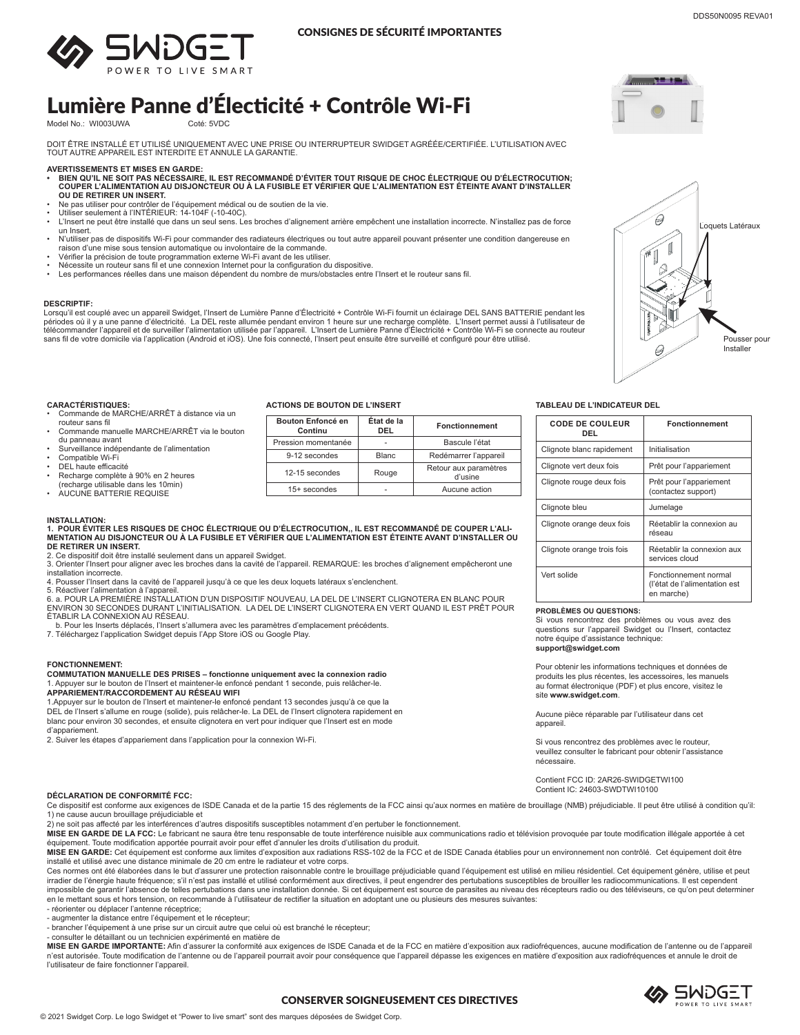CONSIGNES DE SÉCURITÉ IMPORTANTES

# Lumière Panne d'Électicité + Contrôle Wi-Fi

Model No.: WI003UWA Coté: 5VDC

DOIT ÊTRE INSTALLÉ ET UTILISÉ UNIQUEMENT AVEC UNE PRISE OU INTERRUPTEUR SWIDGET AGRÉÉE/CERTIFIÉE. L'UTILISATION AVEC TOUT AUTRE APPAREIL EST INTERDITE ET ANNULE LA GARANTIE.

**AVERTISSEMENTS ET MISES EN GARDE:**

- **BIEN QU'IL NE SOIT PAS NÉCESSAIRE, IL EST RECOMMANDÉ D'ÉVITER TOUT RISQUE DE CHOC ÉLECTRIQUE OU D'ÉLECTROCUTION; COUPER L'ALIMENTATION AU DISJONCTEUR OU À LA FUSIBLE ET VÉRIFIER QUE L'ALIMENTATION EST ÉTEINTE AVANT D'INSTALLER OU DE RETIRER UN INSERT.**
- Ne pas utiliser pour contrôler de l'équipement médical ou de soutien de la vie.
- Utiliser seulement à l'INTÉRIEUR: 14-104F (-10-40C).
- L'Insert ne peut être installé que dans un seul sens. Les broches d'alignement arrière empêchent une installation incorrecte. N'installez pas de force un Insert.
- N'utiliser pas de dispositifs Wi-Fi pour commander des radiateurs électriques ou tout autre appareil pouvant présenter une condition dangereuse en raison d'une mise sous tension automatique ou involontaire de la commande.
- Vérifier la précision de toute programmation externe Wi-Fi avant de les utiliser.
- Nécessite un routeur sans fil et une connexion Internet pour la configuration du dispositive.
- Les performances réelles dans une maison dépendent du nombre de murs/obstacles entre l'Insert et le routeur sans fil.

Loquets Latéraux

Pousser pour Installer

**DESCRIPTIF:**

Lorsqu'il est couplé avec un appareil Swidget, l'Insert de Lumière Panne d'Électricité + Contrôle Wi-Fi fournit un éclairage DEL SANS BATTERIE pendant les périodes où il y a une panne d'électricité. La DEL reste allumée pendant environ 1 heure sur une recharge complète. L'Insert permet aussi à l'utilisateur de télécommander l'appareil et de surveiller l'alimentation utilisée par l'appareil. L'Insert de Lumière Panne d'Électricité + Contrôle Wi-Fi se connecte au routeur sans fil de votre domicile via l'application (Android et iOS). Une fois connecté, l'Insert peut ensuite être surveillé et configuré pour être utilisé.

**CARACTÉRISTIQUES:**

- Commande de MARCHE/ARRÊT à distance via un routeur sans fil
- Commande manuelle MARCHE/ARRÊT via le bouton du panneau avant
- Surveillance indépendante de l'alimentation
- Compatible Wi-Fi
- DEL haute efficacité
- Recharge complète à 90% en 2 heures (recharge utilisable dans les 10min)
- AUCUNE BATTERIE REQUISE

**ACTIONS DE BOUTON DE L'INSERT**

| Bouton Enfoncé en Continu | État de la DEL | Fonctionnement |
|---|---|---|
| Pression momentanée | - | Bascule l'état |
| 9-12 secondes | Blanc | Redémarrer l'appareil |
| 12-15 secondes | Rouge | Retour aux paramètres d'usine |
| 15+ secondes | - | Aucune action |

**TABLEAU DE L'INDICATEUR DEL**

| CODE DE COULEUR DEL | Fonctionnement |
|---|---|
| Clignote blanc rapidement | Initialisation |
| Clignote vert deux fois | Prêt pour l'appariement |
| Clignote rouge deux fois | Prêt pour l'appariement (contactez support) |
| Clignote bleu | Jumelage |
| Clignote orange deux fois | Réetablir la connexion au réseau |
| Clignote orange trois fois | Réetablir la connexion aux services cloud |
| Vert solide | Fonctionnement normal (l'état de l'alimentation est en marche) |

**INSTALLATION:**

**1. POUR ÉVITER LES RISQUES DE CHOC ÉLECTRIQUE OU D'ÉLECTROCUTION,, IL EST RECOMMANDÉ DE COUPER L'ALIMENTATION AU DISJONCTEUR OU À LA FUSIBLE ET VÉRIFIER QUE L'ALIMENTATION EST ÉTEINTE AVANT D'INSTALLER OU DE RETIRER UN INSERT.**

2. Ce dispositif doit être installé seulement dans un appareil Swidget.
3. Orienter l'Insert pour aligner avec les broches dans la cavité de l'appareil. REMARQUE: les broches d'alignement empêcheront une installation incorrecte.
4. Pousser l'Insert dans la cavité de l'appareil jusqu'à ce que les deux loquets latéraux s'enclenchent.
5. Réactiver l'alimentation à l'appareil.
6. a. POUR LA PREMIÈRE INSTALLATION D'UN DISPOSITIF NOUVEAU, LA DEL DE L'INSERT CLIGNOTERA EN BLANC POUR ENVIRON 30 SECONDES DURANT L'INITIALISATION. LA DEL DE L'INSERT CLIGNOTERA EN VERT QUAND IL EST PRÊT POUR ÉTABLIR LA CONNEXION AU RÉSEAU.
   b. Pour les Inserts déplacés, l'Insert s'allumera avec les paramètres d'emplacement précédents.
7. Téléchargez l'application Swidget depuis l'App Store iOS ou Google Play.

**FONCTIONNEMENT:**

**COMMUTATION MANUELLE DES PRISES – fonctionne uniquement avec la connexion radio**

1. Appuyer sur le bouton de l'Insert et maintenir-le enfoncé pendant 1 seconde, puis relâcher-le.

**APPARIEMENT/RACCORDEMENT AU RÉSEAU WIFI**

1. Appuyer sur le bouton de l'Insert et maintenir-le enfoncé pendant 13 secondes jusqu'à ce que la DEL de l'Insert s'allume en rouge (solide), puis relâcher-le. La DEL de l'Insert clignotera rapidement en blanc pour environ 30 secondes, et ensuite clignotera en vert pour indiquer que l'Insert est en mode d'appariement.
2. Suiver les étapes d'appariement dans l'application pour la connexion Wi-Fi.

**PROBLÈMES OU QUESTIONS:**

Si vous rencontrez des problèmes ou vous avez des questions sur l'appareil Swidget ou l'Insert, contactez notre équipe d'assistance technique:
**support@swidget.com**

Pour obtenir les informations techniques et données de produits les plus récentes, les accessoires, les manuels au format électronique (PDF) et plus encore, visitez le site **www.swidget.com**.

Aucune pièce réparable par l'utilisateur dans cet appareil.

Si vous rencontrez des problèmes avec le routeur, veuillez consulter le fabricant pour obtenir l'assistance nécessaire.

Contient FCC ID: 2AR26-SWIDGETWI100
Contient IC: 24603-SWDTWI10100

**DÉCLARATION DE CONFORMITÉ FCC:**

Ce dispositif est conforme aux exigences de ISDE Canada et de la partie 15 des réglements de la FCC ainsi qu'aux normes en matière de brouillage (NMB) préjudiciable. Il peut être utilisé à condition qu'il:
1) ne cause aucun brouillage préjudiciable et
2) ne soit pas affecté par les interférences d'autres dispositifs susceptibles notamment d'en pertuber le fonctionnement.

**MISE EN GARDE DE LA FCC:** Le fabricant ne saura être tenu responsable de toute interférence nuisible aux communications radio et télévision provoquée par toute modification illégale apportée à cet équipement. Toute modification apportée pourrait avoir pour effet d'annuler les droits d'utilisation du produit.

**MISE EN GARDE:** Cet équipement est conforme aux limites d'exposition aux radiations RSS-102 de la FCC et de ISDE Canada établies pour un environnement non contrôlé. Cet équipement doit être installé et utilisé avec une distance minimale de 20 cm entre le radiateur et votre corps.

Ces normes ont été élaborées dans le but d'assurer une protection raisonnable contre le brouillage préjudiciable quand l'équipement est utilisé en milieu résidentiel. Cet équipement génère, utilise et peut irradier de l'énergie haute fréquence; s'il n'est pas installé et utilisé conformément aux directives, il peut engendrer des pertubations susceptibles de brouiller les radiocommunications. Il est cependent impossible de garantir l'absence de telles pertubations dans une installation donnée. Si cet équipement est source de parasites au niveau des récepteurs radio ou des téléviseurs, ce qu'on peut determiner en le mettant sous et hors tension, on recommande à l'utilisateur de rectifier la situation en adoptant une ou plusieurs des mesures suivantes:

- réorienter ou déplacer l'antenne réceptrice;
- augmenter la distance entre l'équipement et le récepteur;
- brancher l'équipement à une prise sur un circuit autre que celui où est branché le récepteur;
- consulter le détaillant ou un technicien expérimenté en matière de

**MISE EN GARDE IMPORTANTE:** Afin d'assurer la conformité aux exigences de ISDE Canada et de la FCC en matière d'exposition aux radiofréquences, aucune modification de l'antenne ou de l'appareil n'est autorisée. Toute modification de l'antenne ou de l'appareil pourrait avoir pour conséquence que l'appareil dépasse les exigences en matière d'exposition aux radiofréquences et annule le droit de l'utilisateur de faire fonctionner l'appareil.

CONSERVER SOIGNEUSEMENT CES DIRECTIVES

© 2021 Swidget Corp. Le logo Swidget et "Power to live smart" sont des marques déposées de Swidget Corp.